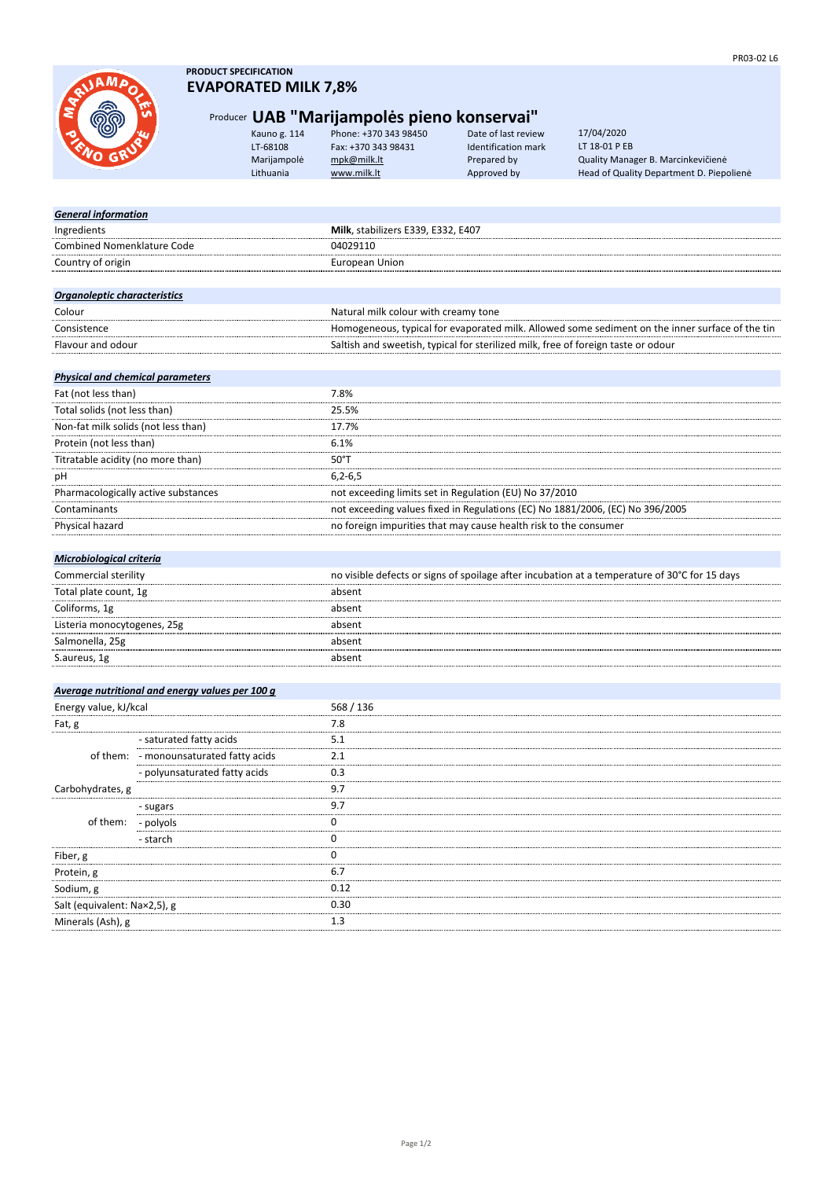PR03-02 L6

**PRODUCT SPECIFICATION**

# EVAPORATED MILK 7,8%

## Producer UAB "Marijampolės pieno konservai"

| | | | |
|---|---|---|---|
| Kauno g. 114 | Phone: +370 343 98450 | Date of last review | 17/04/2020 |
| LT-68108 | Fax: +370 343 98431 | Identification mark | LT 18-01 P EB |
| Marijampolė | mpk@milk.lt | Prepared by | Quality Manager B. Marcinkevičienė |
| Lithuania | www.milk.lt | Approved by | Head of Quality Department D. Piepolienė |

***General information***

| | |
|---|---|
| Ingredients | **Milk**, stabilizers E339, E332, E407 |
| Combined Nomenklature Code | 04029110 |
| Country of origin | European Union |

***Organoleptic characteristics***

| | |
|---|---|
| Colour | Natural milk colour with creamy tone |
| Consistence | Homogeneous, typical for evaporated milk. Allowed some sediment on the inner surface of the tin |
| Flavour and odour | Saltish and sweetish, typical for sterilized milk, free of foreign taste or odour |

***Physical and chemical parameters***

| | |
|---|---|
| Fat (not less than) | 7.8% |
| Total solids (not less than) | 25.5% |
| Non-fat milk solids (not less than) | 17.7% |
| Protein (not less than) | 6.1% |
| Titratable acidity (no more than) | 50°T |
| pH | 6,2-6,5 |
| Pharmacologically active substances | not exceeding limits set in Regulation (EU) No 37/2010 |
| Contaminants | not exceeding values fixed in Regulations (EC) No 1881/2006, (EC) No 396/2005 |
| Physical hazard | no foreign impurities that may cause health risk to the consumer |

***Microbiological criteria***

| | |
|---|---|
| Commercial sterility | no visible defects or signs of spoilage after incubation at a temperature of 30°C for 15 days |
| Total plate count, 1g | absent |
| Coliforms, 1g | absent |
| Listeria monocytogenes, 25g | absent |
| Salmonella, 25g | absent |
| S.aureus, 1g | absent |

***Average nutritional and energy values per 100 g***

| | | |
|---|---|---|
| Energy value, kJ/kcal | | 568 / 136 |
| Fat, g | | 7.8 |
| | - saturated fatty acids | 5.1 |
| of them: | - monounsaturated fatty acids | 2.1 |
| | - polyunsaturated fatty acids | 0.3 |
| Carbohydrates, g | | 9.7 |
| | - sugars | 9.7 |
| of them: | - polyols | 0 |
| | - starch | 0 |
| Fiber, g | | 0 |
| Protein, g | | 6.7 |
| Sodium, g | | 0.12 |
| Salt (equivalent: Na×2,5), g | | 0.30 |
| Minerals (Ash), g | | 1.3 |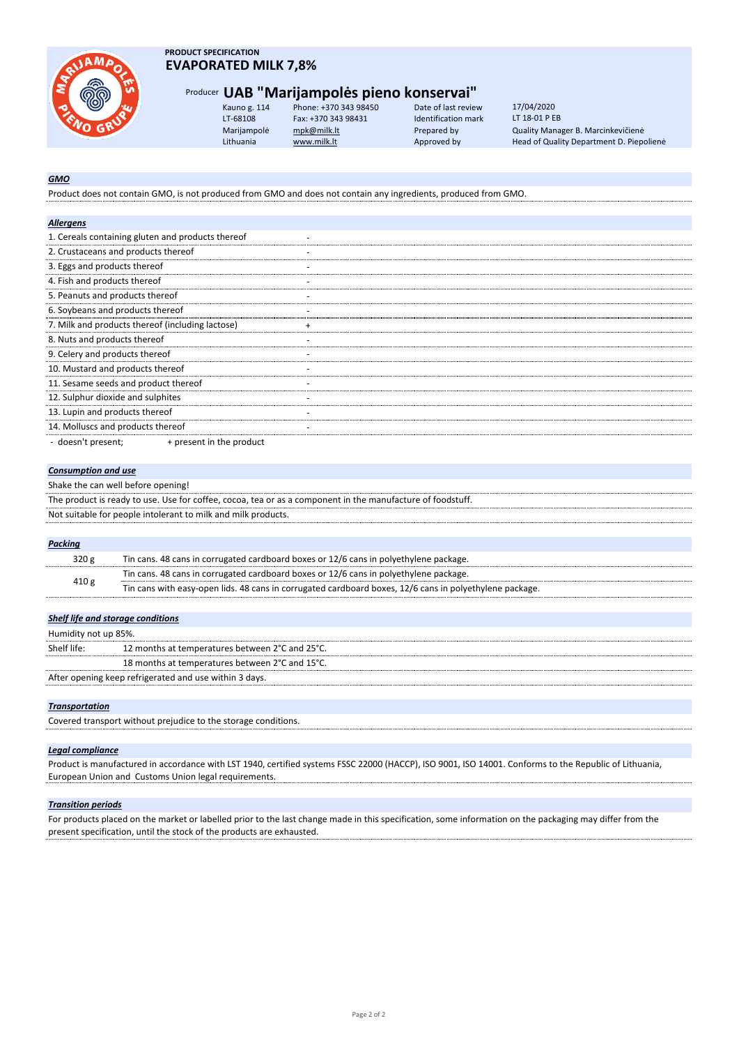**PRODUCT SPECIFICATION**

# EVAPORATED MILK 7,8%

Producer **UAB "Marijampolės pieno konservai"**

| | | | |
|---|---|---|---|
| Kauno g. 114 | Phone: +370 343 98450 | Date of last review | 17/04/2020 |
| LT-68108 | Fax: +370 343 98431 | Identification mark | LT 18-01 P EB |
| Marijampolė | mpk@milk.lt | Prepared by | Quality Manager B. Marcinkevičienė |
| Lithuania | www.milk.lt | Approved by | Head of Quality Department D. Piepolienė |

## *GMO*

Product does not contain GMO, is not produced from GMO and does not contain any ingredients, produced from GMO.

## *Allergens*

| | |
|---|---|
| 1. Cereals containing gluten and products thereof | - |
| 2. Crustaceans and products thereof | - |
| 3. Eggs and products thereof | - |
| 4. Fish and products thereof | - |
| 5. Peanuts and products thereof | - |
| 6. Soybeans and products thereof | - |
| 7. Milk and products thereof (including lactose) | + |
| 8. Nuts and products thereof | - |
| 9. Celery and products thereof | - |
| 10. Mustard and products thereof | - |
| 11. Sesame seeds and product thereof | - |
| 12. Sulphur dioxide and sulphites | - |
| 13. Lupin and products thereof | - |
| 14. Molluscs and products thereof | - |

- doesn't present; + present in the product

## *Consumption and use*

Shake the can well before opening!

The product is ready to use. Use for coffee, cocoa, tea or as a component in the manufacture of foodstuff.

Not suitable for people intolerant to milk and milk products.

## *Packing*

| | |
|---|---|
| 320 g | Tin cans. 48 cans in corrugated cardboard boxes or 12/6 cans in polyethylene package. |
| 410 g | Tin cans. 48 cans in corrugated cardboard boxes or 12/6 cans in polyethylene package. |
| | Tin cans with easy-open lids. 48 cans in corrugated cardboard boxes, 12/6 cans in polyethylene package. |

## *Shelf life and storage conditions*

Humidity not up 85%.

| | |
|---|---|
| Shelf life: | 12 months at temperatures between 2°C and 25°C. |
| | 18 months at temperatures between 2°C and 15°C. |

After opening keep refrigerated and use within 3 days.

## *Transportation*

Covered transport without prejudice to the storage conditions.

## *Legal compliance*

Product is manufactured in accordance with LST 1940, certified systems FSSC 22000 (HACCP), ISO 9001, ISO 14001. Conforms to the Republic of Lithuania, European Union and Customs Union legal requirements.

## *Transition periods*

For products placed on the market or labelled prior to the last change made in this specification, some information on the packaging may differ from the present specification, until the stock of the products are exhausted.